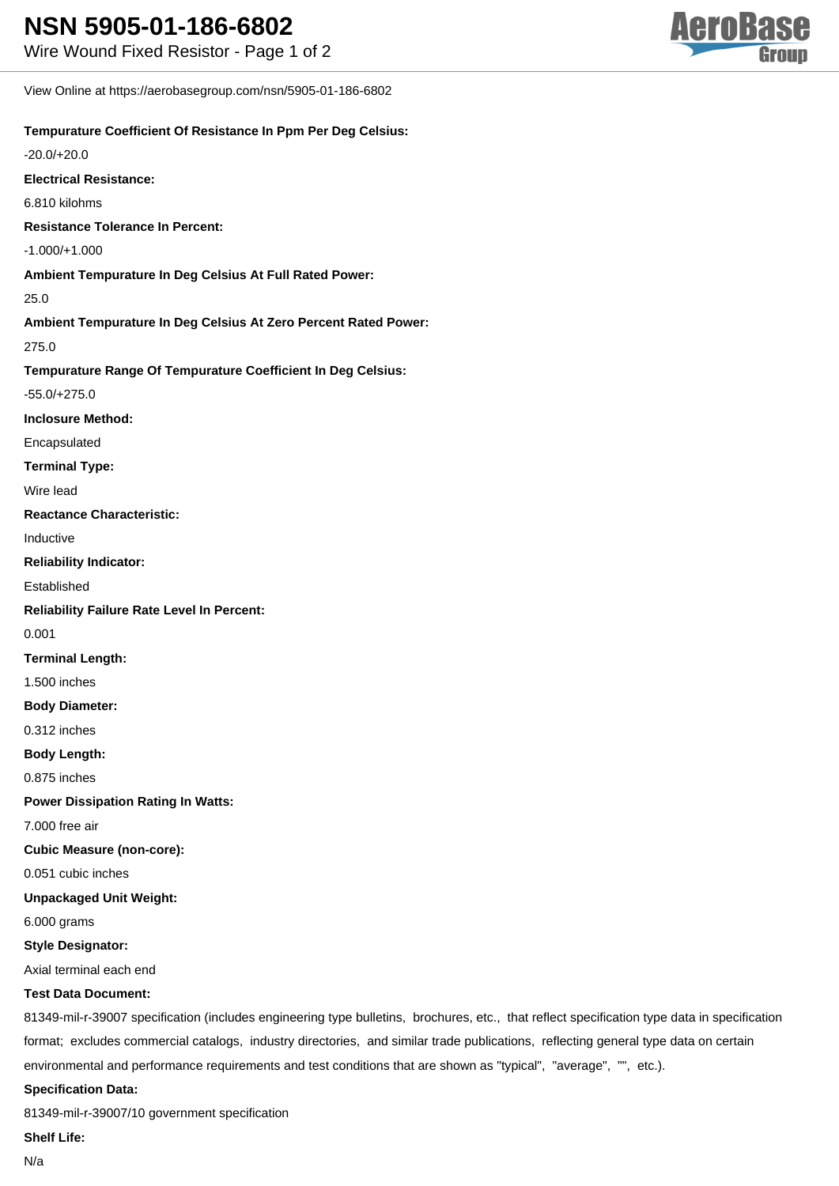# NSN 5905-01-186-6802

Wire Wound Fixed Resistor - Page 1 of 2

View Online at https://aerobasegroup.com/nsn/5905-01-186-6802

**Tempurature Coefficient Of Resistance In Ppm Per Deg Celsius:**

-20.0/+20.0

**Electrical Resistance:**

6.810 kilohms

**Resistance Tolerance In Percent:**

-1.000/+1.000

**Ambient Tempurature In Deg Celsius At Full Rated Power:**

25.0

**Ambient Tempurature In Deg Celsius At Zero Percent Rated Power:**

275.0

**Tempurature Range Of Tempurature Coefficient In Deg Celsius:**

-55.0/+275.0

**Inclosure Method:**

Encapsulated

**Terminal Type:**

Wire lead

**Reactance Characteristic:**

Inductive

**Reliability Indicator:**

Established

**Reliability Failure Rate Level In Percent:**

0.001

**Terminal Length:**

1.500 inches

**Body Diameter:**

0.312 inches

**Body Length:**

0.875 inches

**Power Dissipation Rating In Watts:**

7.000 free air

**Cubic Measure (non-core):**

0.051 cubic inches

**Unpackaged Unit Weight:**

6.000 grams

**Style Designator:**

Axial terminal each end

**Test Data Document:**

81349-mil-r-39007 specification (includes engineering type bulletins, brochures, etc., that reflect specification type data in specification format; excludes commercial catalogs, industry directories, and similar trade publications, reflecting general type data on certain environmental and performance requirements and test conditions that are shown as "typical", "average", "", etc.).

**Specification Data:**

81349-mil-r-39007/10 government specification

**Shelf Life:**

N/a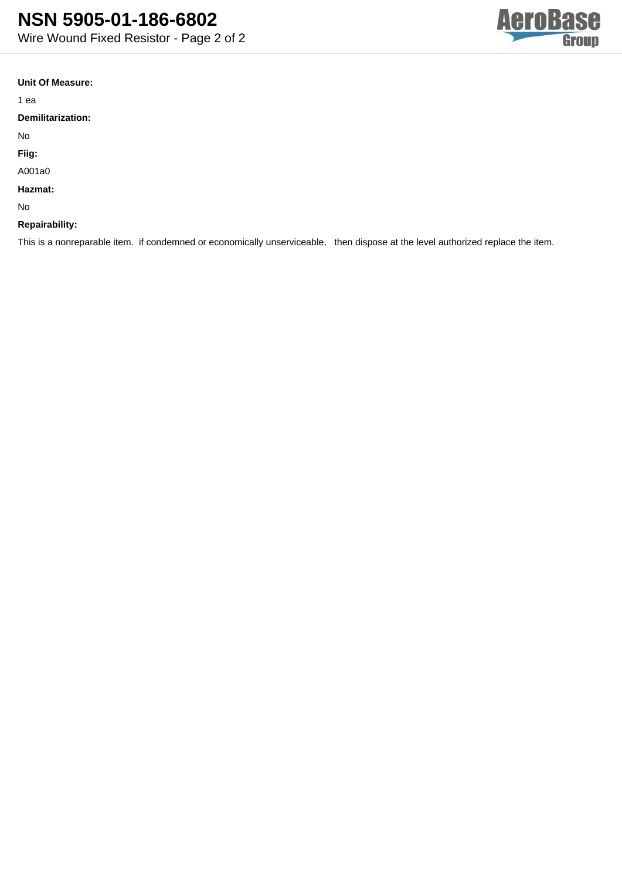**Unit Of Measure:**

1 ea

**Demilitarization:**

No

**Fiig:**

A001a0

**Hazmat:**

No

**Repairability:**

This is a nonreparable item. if condemned or economically unserviceable, then dispose at the level authorized replace the item.